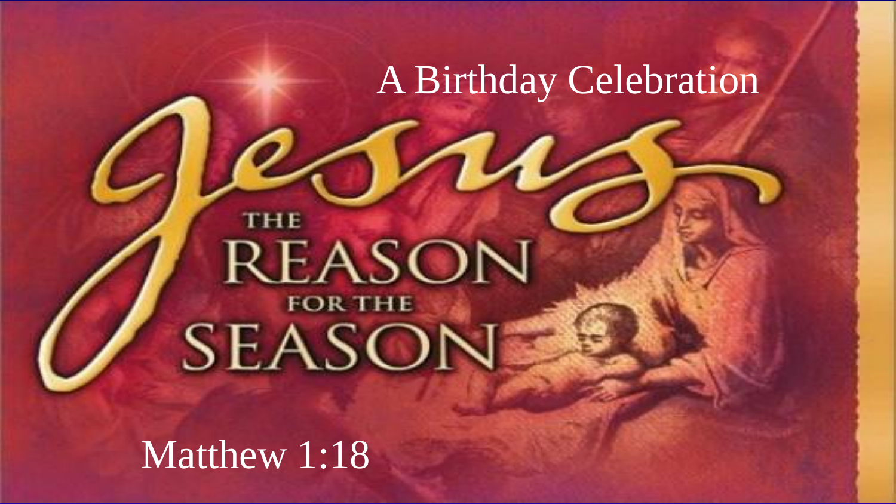A Birthday Celebration

# Jesus

## THE REASON FOR THE SEASON

Matthew 1:18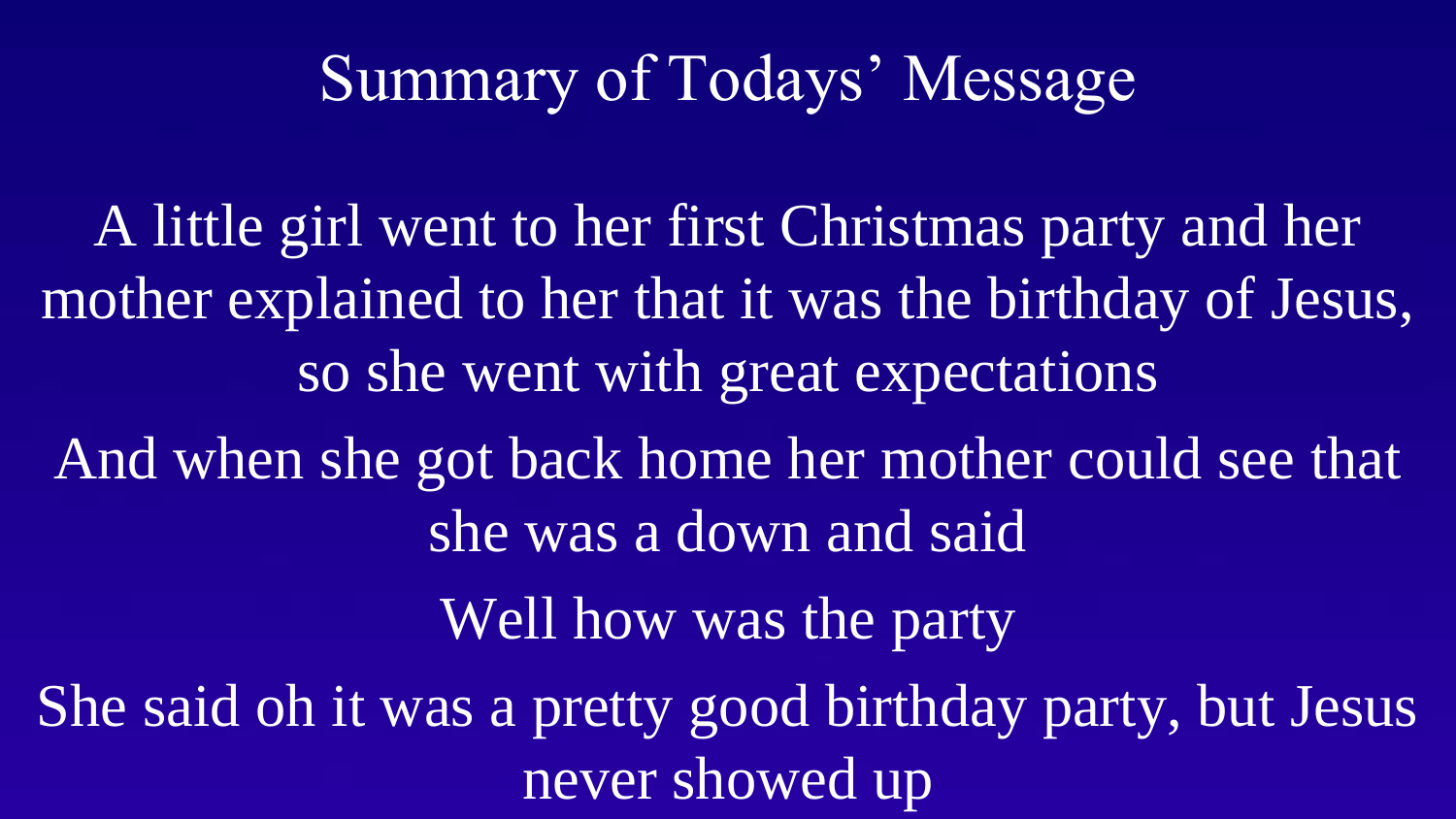# Summary of Todays' Message

A little girl went to her first Christmas party and her mother explained to her that it was the birthday of Jesus, so she went with great expectations

And when she got back home her mother could see that she was a down and said

Well how was the party

She said oh it was a pretty good birthday party, but Jesus never showed up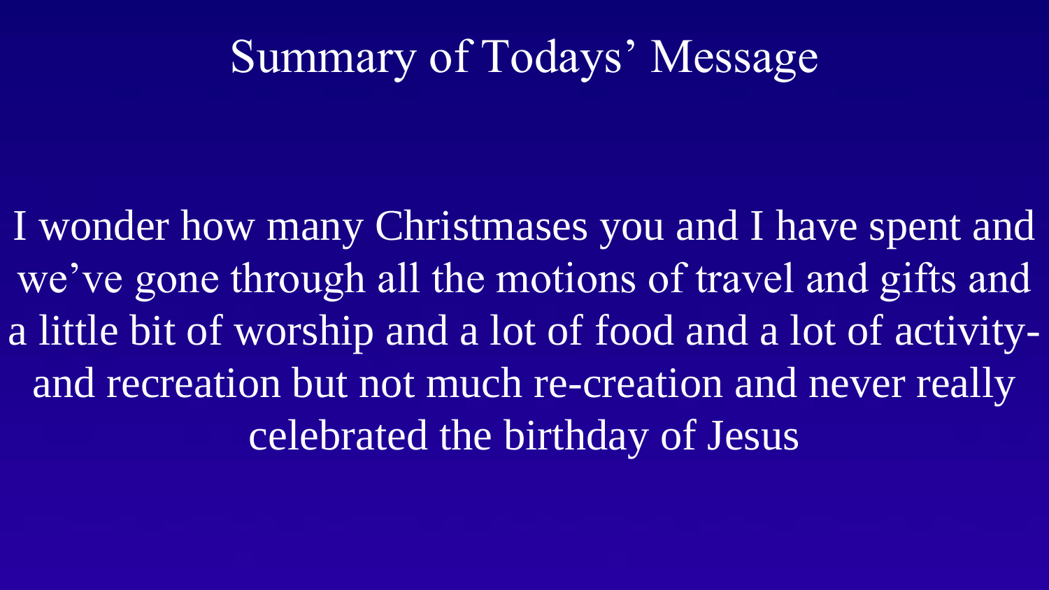# Summary of Todays' Message

I wonder how many Christmases you and I have spent and we've gone through all the motions of travel and gifts and a little bit of worship and a lot of food and a lot of activity- and recreation but not much re-creation and never really celebrated the birthday of Jesus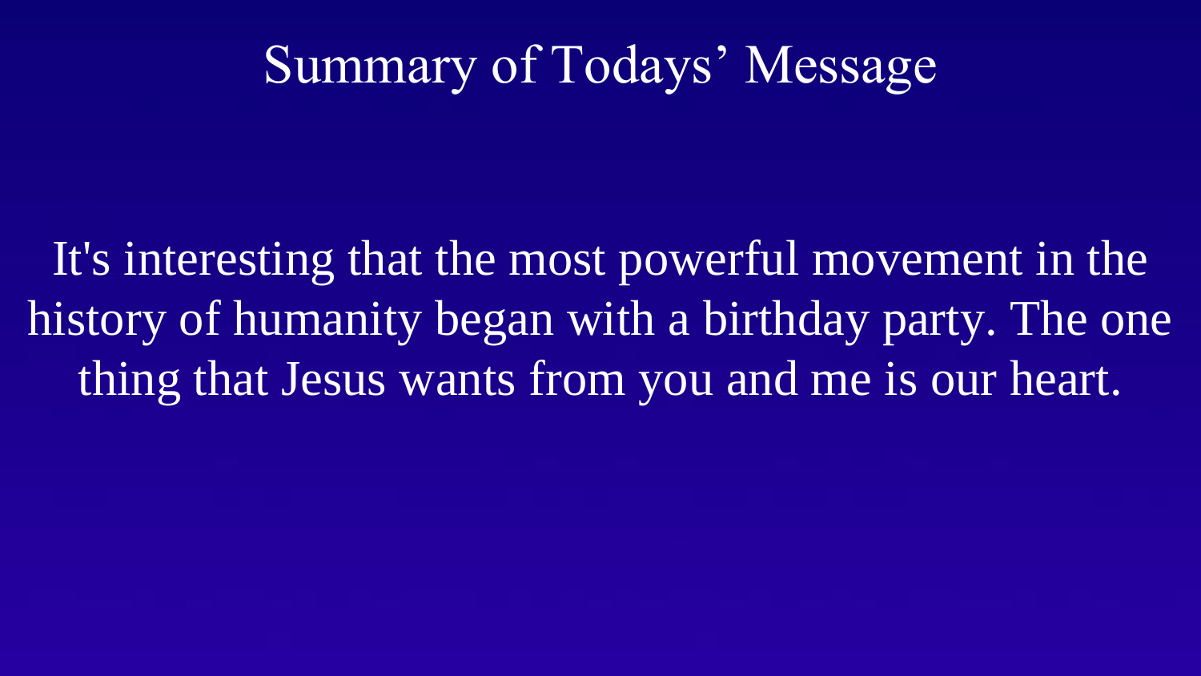# Summary of Todays' Message

It's interesting that the most powerful movement in the history of humanity began with a birthday party. The one thing that Jesus wants from you and me is our heart.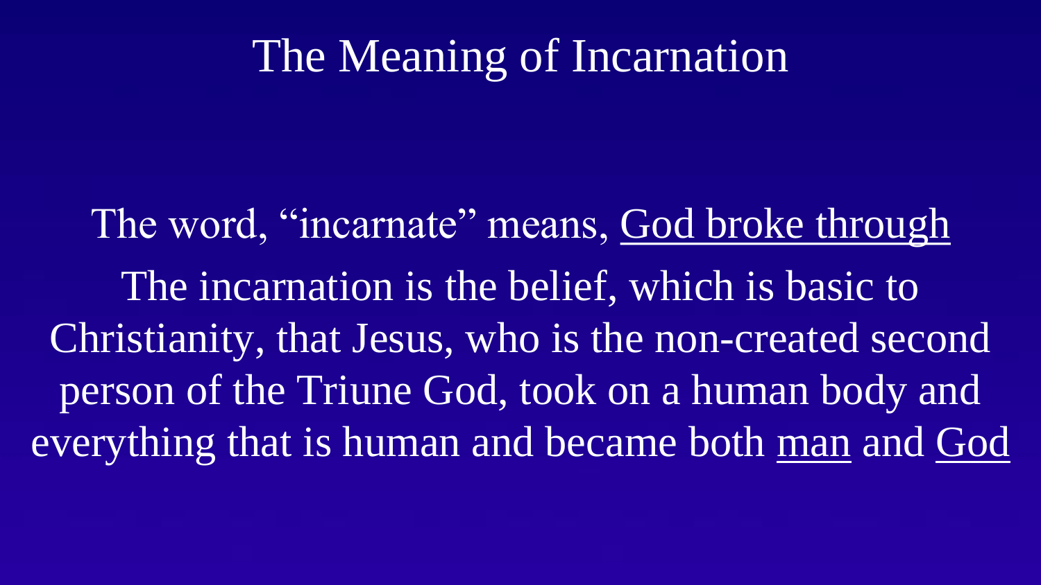# The Meaning of Incarnation

The word, “incarnate” means, <u>God broke through</u>

The incarnation is the belief, which is basic to Christianity, that Jesus, who is the non-created second person of the Triune God, took on a human body and everything that is human and became both <u>man</u> and <u>God</u>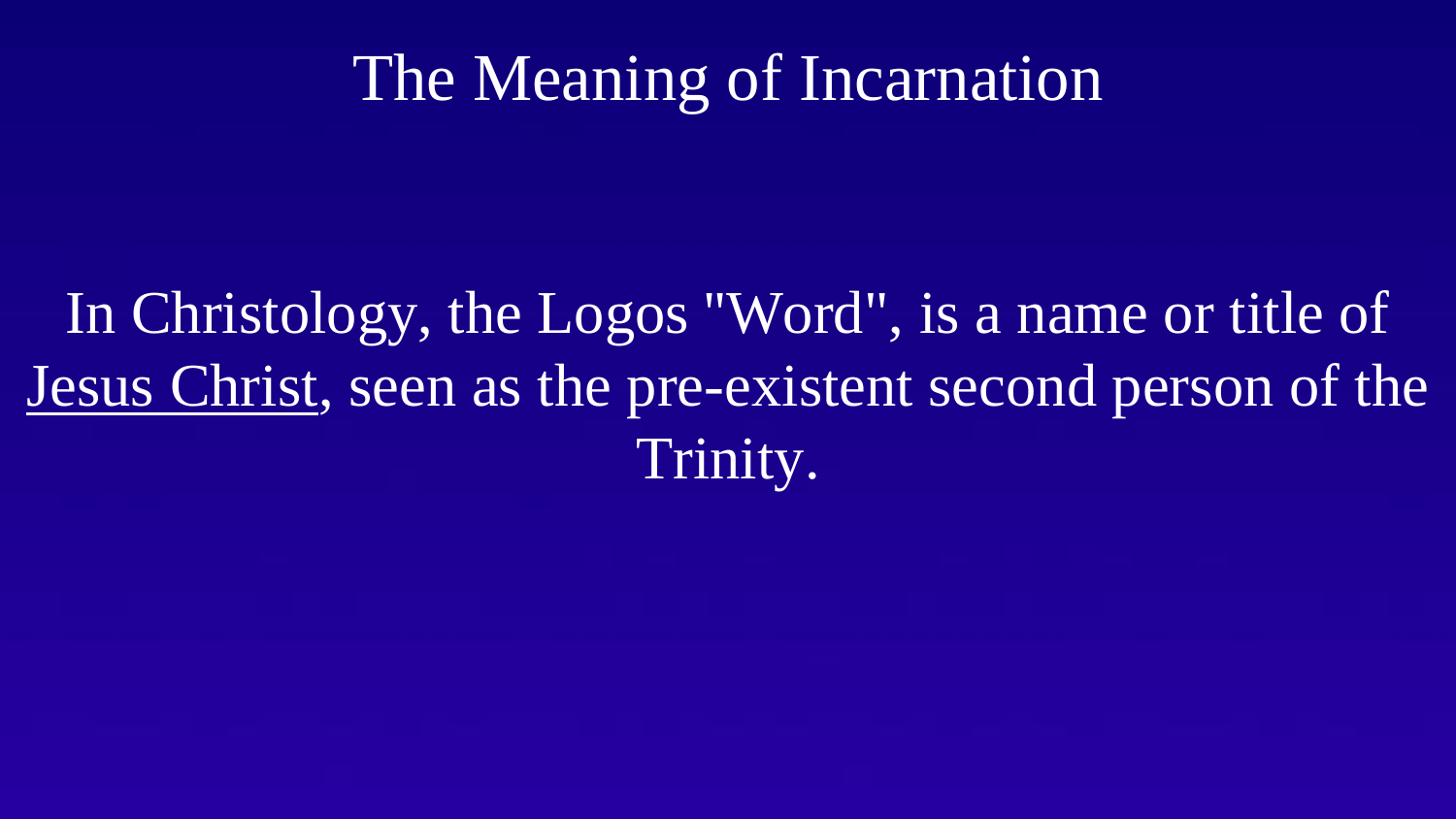# The Meaning of Incarnation

In Christology, the Logos "Word", is a name or title of Jesus Christ, seen as the pre-existent second person of the Trinity.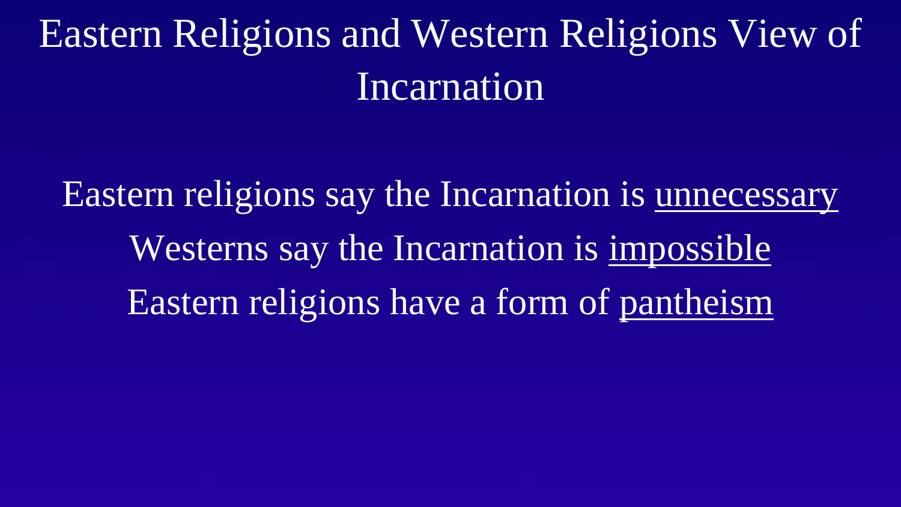# Eastern Religions and Western Religions View of Incarnation

Eastern religions say the Incarnation is <u>unnecessary</u>

Westerns say the Incarnation is <u>impossible</u>

Eastern religions have a form of <u>pantheism</u>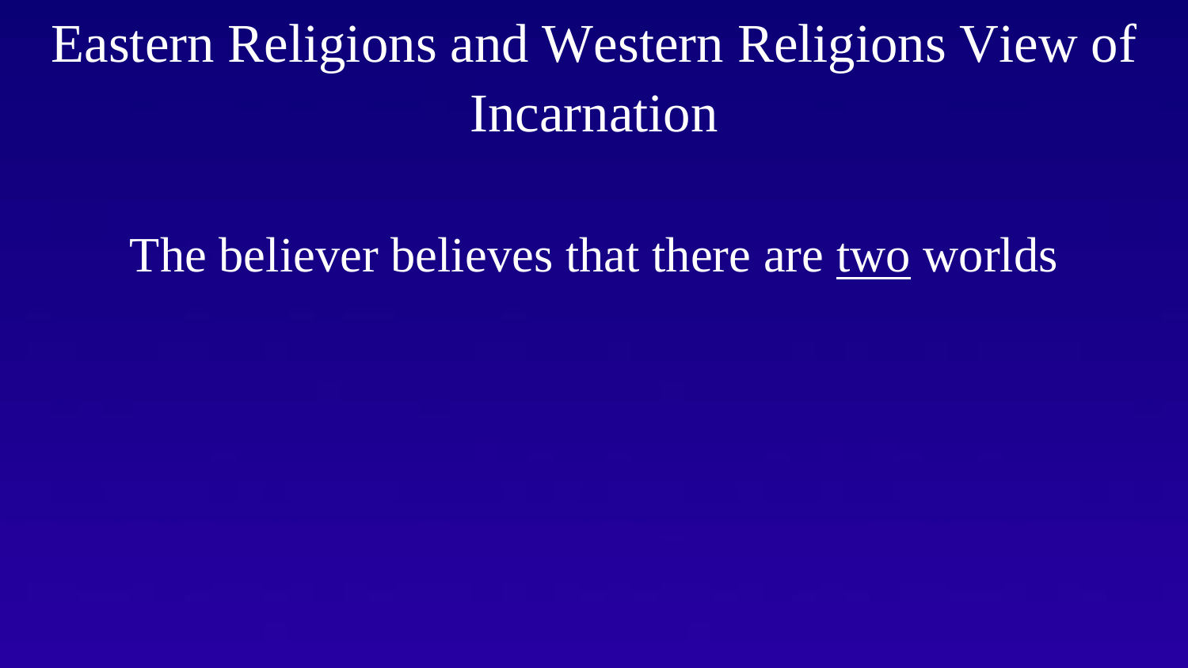# Eastern Religions and Western Religions View of Incarnation

The believer believes that there are <u>two</u> worlds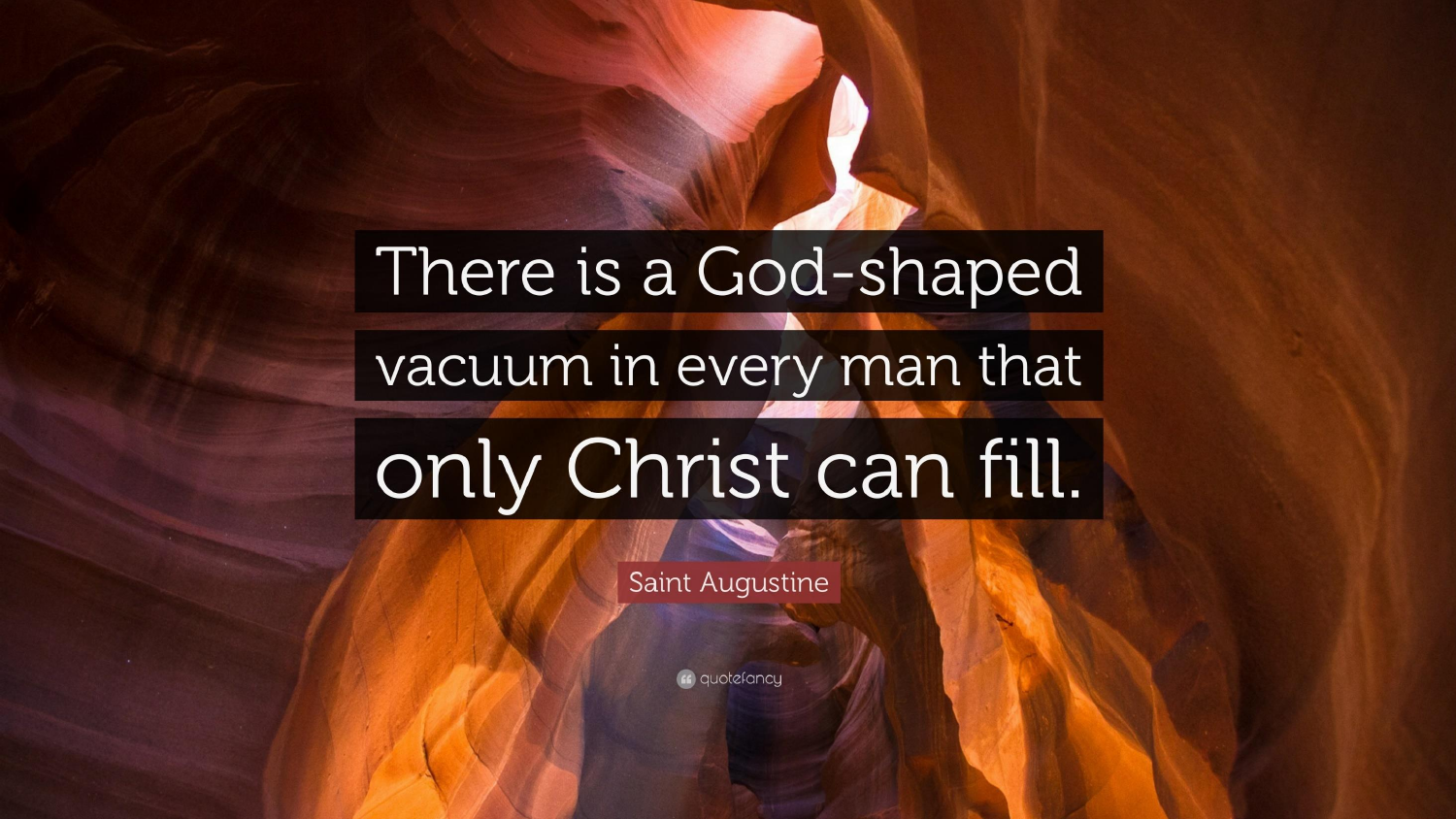There is a God-shaped vacuum in every man that only Christ can fill.

Saint Augustine

quotefancy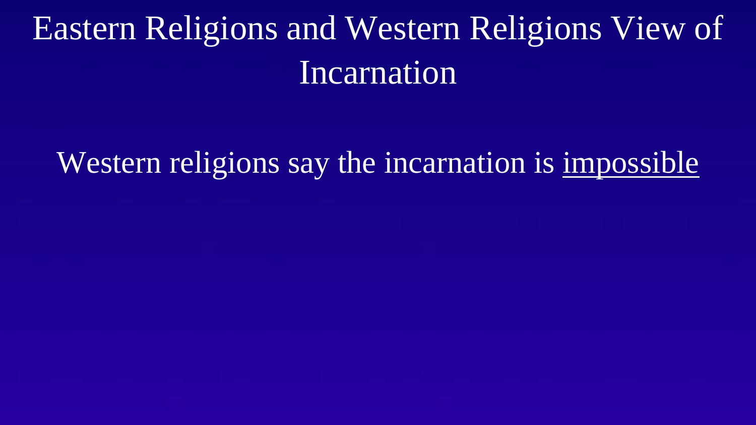# Eastern Religions and Western Religions View of Incarnation

Western religions say the incarnation is <u>impossible</u>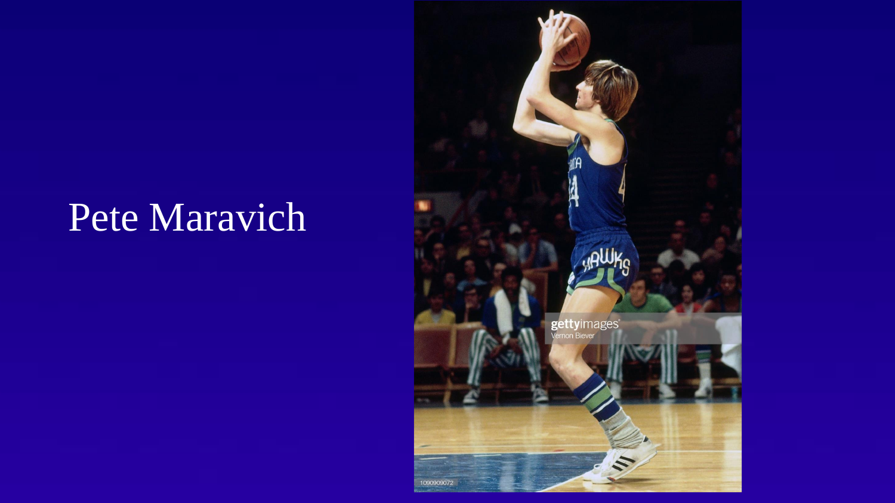# Pete Maravich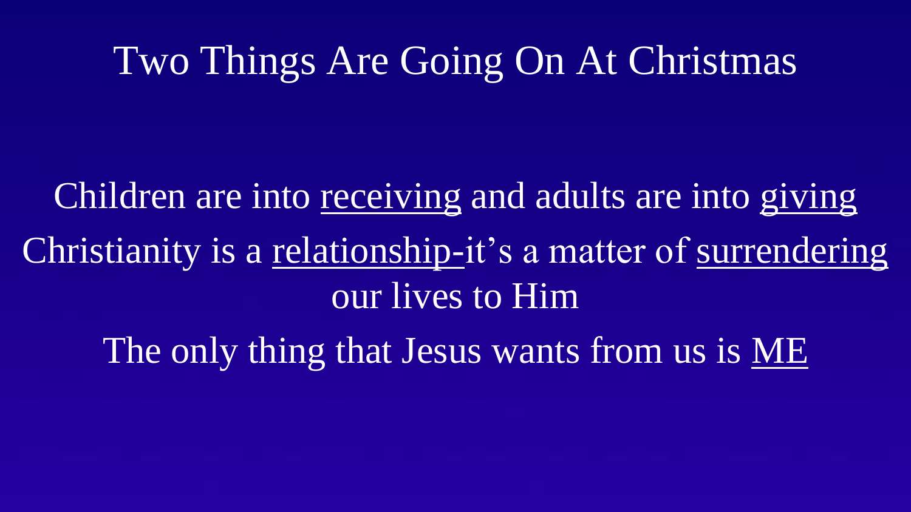# Two Things Are Going On At Christmas

Children are into <u>receiving</u> and adults are into <u>giving</u>

Christianity is a <u>relationship-</u>it's a matter of <u>surrendering</u> our lives to Him

The only thing that Jesus wants from us is <u>ME</u>